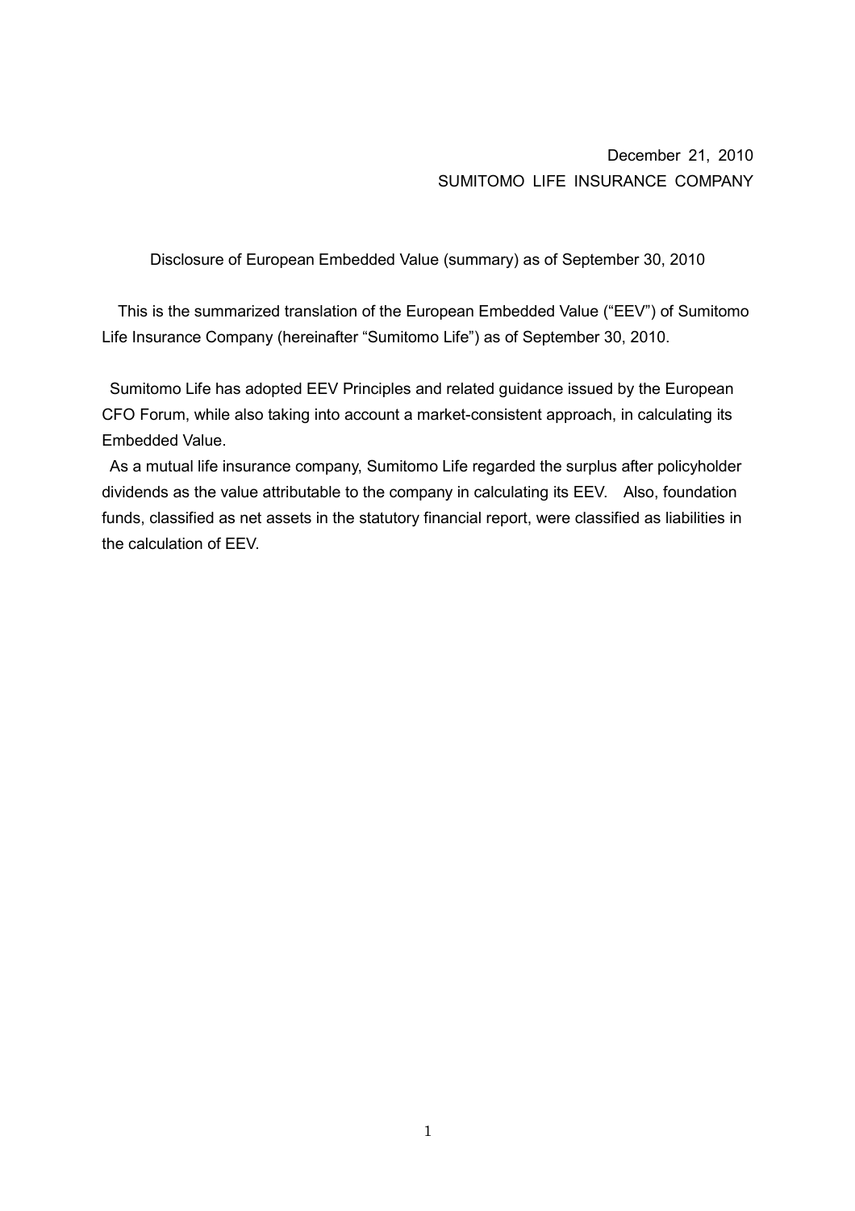December 21, 2010
SUMITOMO LIFE INSURANCE COMPANY

# Disclosure of European Embedded Value (summary) as of September 30, 2010

This is the summarized translation of the European Embedded Value ("EEV") of Sumitomo Life Insurance Company (hereinafter "Sumitomo Life") as of September 30, 2010.

Sumitomo Life has adopted EEV Principles and related guidance issued by the European CFO Forum, while also taking into account a market-consistent approach, in calculating its Embedded Value.

As a mutual life insurance company, Sumitomo Life regarded the surplus after policyholder dividends as the value attributable to the company in calculating its EEV. Also, foundation funds, classified as net assets in the statutory financial report, were classified as liabilities in the calculation of EEV.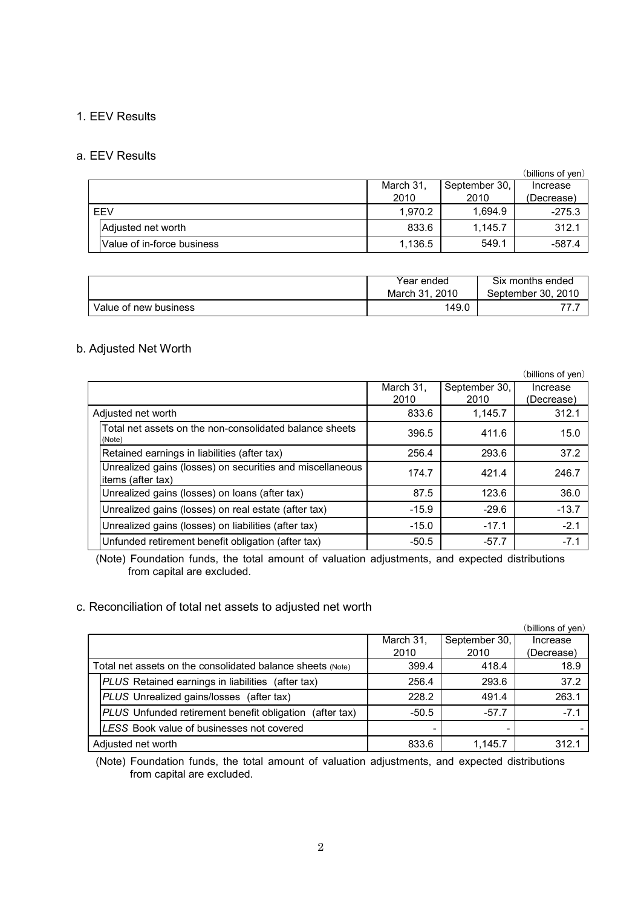## 1. EEV Results

### a. EEV Results

(billions of yen)

| | March 31, 2010 | September 30, 2010 | Increase (Decrease) |
|---|---|---|---|
| EEV | 1,970.2 | 1,694.9 | -275.3 |
| Adjusted net worth | 833.6 | 1,145.7 | 312.1 |
| Value of in-force business | 1,136.5 | 549.1 | -587.4 |

| | Year ended March 31, 2010 | Six months ended September 30, 2010 |
|---|---|---|
| Value of new business | 149.0 | 77.7 |

### b. Adjusted Net Worth

(billions of yen)

| | March 31, 2010 | September 30, 2010 | Increase (Decrease) |
|---|---|---|---|
| Adjusted net worth | 833.6 | 1,145.7 | 312.1 |
| Total net assets on the non-consolidated balance sheets (Note) | 396.5 | 411.6 | 15.0 |
| Retained earnings in liabilities (after tax) | 256.4 | 293.6 | 37.2 |
| Unrealized gains (losses) on securities and miscellaneous items (after tax) | 174.7 | 421.4 | 246.7 |
| Unrealized gains (losses) on loans (after tax) | 87.5 | 123.6 | 36.0 |
| Unrealized gains (losses) on real estate (after tax) | -15.9 | -29.6 | -13.7 |
| Unrealized gains (losses) on liabilities (after tax) | -15.0 | -17.1 | -2.1 |
| Unfunded retirement benefit obligation (after tax) | -50.5 | -57.7 | -7.1 |

(Note) Foundation funds, the total amount of valuation adjustments, and expected distributions from capital are excluded.

### c. Reconciliation of total net assets to adjusted net worth

(billions of yen)

| | March 31, 2010 | September 30, 2010 | Increase (Decrease) |
|---|---|---|---|
| Total net assets on the consolidated balance sheets (Note) | 399.4 | 418.4 | 18.9 |
| *PLUS* Retained earnings in liabilities (after tax) | 256.4 | 293.6 | 37.2 |
| *PLUS* Unrealized gains/losses (after tax) | 228.2 | 491.4 | 263.1 |
| *PLUS* Unfunded retirement benefit obligation (after tax) | -50.5 | -57.7 | -7.1 |
| *LESS* Book value of businesses not covered | - | - | - |
| Adjusted net worth | 833.6 | 1,145.7 | 312.1 |

(Note) Foundation funds, the total amount of valuation adjustments, and expected distributions from capital are excluded.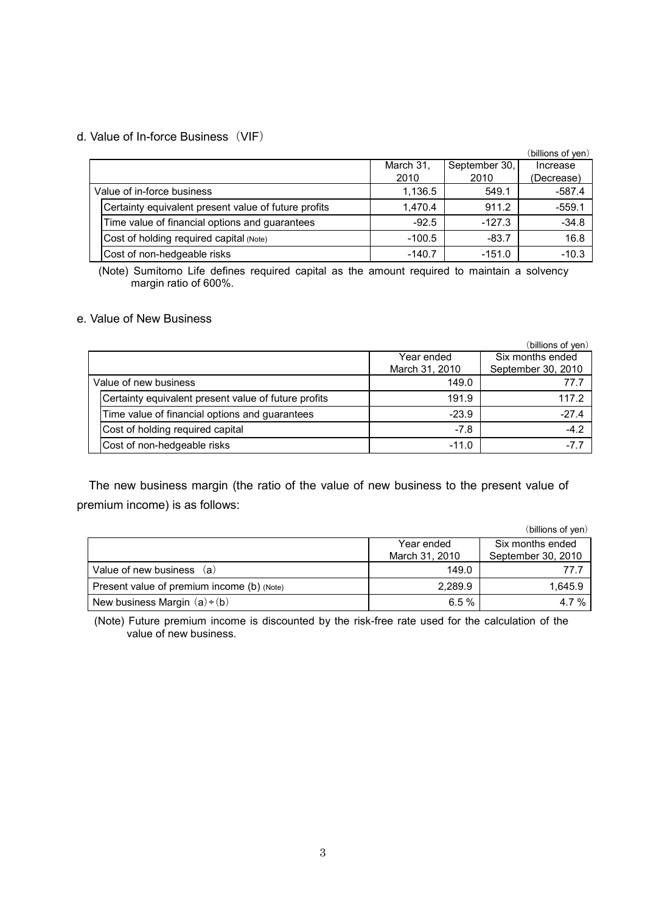### d. Value of In-force Business（VIF）

（billions of yen）

| | March 31, 2010 | September 30, 2010 | Increase (Decrease) |
|---|---|---|---|
| Value of in-force business | 1,136.5 | 549.1 | -587.4 |
| Certainty equivalent present value of future profits | 1,470.4 | 911.2 | -559.1 |
| Time value of financial options and guarantees | -92.5 | -127.3 | -34.8 |
| Cost of holding required capital (Note) | -100.5 | -83.7 | 16.8 |
| Cost of non-hedgeable risks | -140.7 | -151.0 | -10.3 |

(Note) Sumitomo Life defines required capital as the amount required to maintain a solvency margin ratio of 600%.

### e. Value of New Business

（billions of yen）

| | Year ended March 31, 2010 | Six months ended September 30, 2010 |
|---|---|---|
| Value of new business | 149.0 | 77.7 |
| Certainty equivalent present value of future profits | 191.9 | 117.2 |
| Time value of financial options and guarantees | -23.9 | -27.4 |
| Cost of holding required capital | -7.8 | -4.2 |
| Cost of non-hedgeable risks | -11.0 | -7.7 |

The new business margin (the ratio of the value of new business to the present value of premium income) is as follows:

（billions of yen）

| | Year ended March 31, 2010 | Six months ended September 30, 2010 |
|---|---|---|
| Value of new business （a） | 149.0 | 77.7 |
| Present value of premium income (b) (Note) | 2,289.9 | 1,645.9 |
| New business Margin （a）÷（b） | 6.5 % | 4.7 % |

(Note) Future premium income is discounted by the risk-free rate used for the calculation of the value of new business.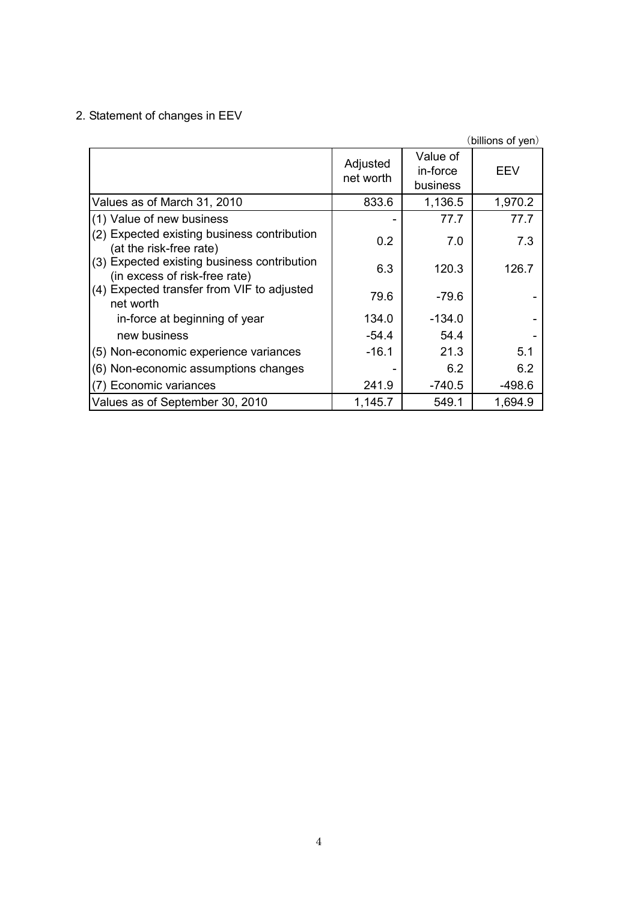## 2. Statement of changes in EEV

(billions of yen)

| | Adjusted net worth | Value of in-force business | EEV |
|---|---|---|---|
| Values as of March 31, 2010 | 833.6 | 1,136.5 | 1,970.2 |
| (1) Value of new business | - | 77.7 | 77.7 |
| (2) Expected existing business contribution (at the risk-free rate) | 0.2 | 7.0 | 7.3 |
| (3) Expected existing business contribution (in excess of risk-free rate) | 6.3 | 120.3 | 126.7 |
| (4) Expected transfer from VIF to adjusted net worth | 79.6 | -79.6 | - |
| in-force at beginning of year | 134.0 | -134.0 | - |
| new business | -54.4 | 54.4 | - |
| (5) Non-economic experience variances | -16.1 | 21.3 | 5.1 |
| (6) Non-economic assumptions changes | - | 6.2 | 6.2 |
| (7) Economic variances | 241.9 | -740.5 | -498.6 |
| Values as of September 30, 2010 | 1,145.7 | 549.1 | 1,694.9 |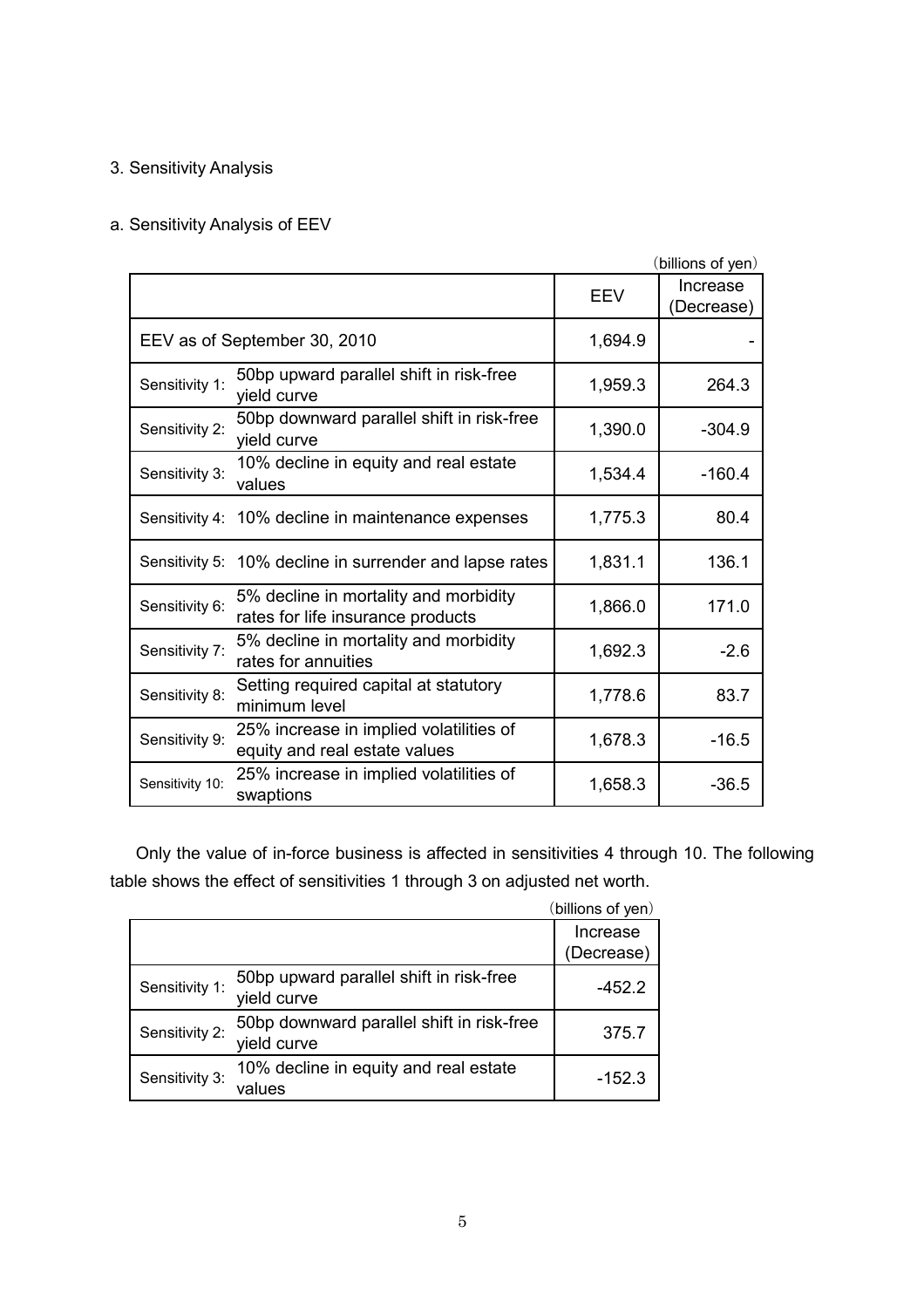## 3. Sensitivity Analysis

### a. Sensitivity Analysis of EEV

（billions of yen）

| | | EEV | Increase (Decrease) |
|---|---|---|---|
| EEV as of September 30, 2010 | | 1,694.9 | - |
| Sensitivity 1: | 50bp upward parallel shift in risk-free yield curve | 1,959.3 | 264.3 |
| Sensitivity 2: | 50bp downward parallel shift in risk-free yield curve | 1,390.0 | -304.9 |
| Sensitivity 3: | 10% decline in equity and real estate values | 1,534.4 | -160.4 |
| Sensitivity 4: | 10% decline in maintenance expenses | 1,775.3 | 80.4 |
| Sensitivity 5: | 10% decline in surrender and lapse rates | 1,831.1 | 136.1 |
| Sensitivity 6: | 5% decline in mortality and morbidity rates for life insurance products | 1,866.0 | 171.0 |
| Sensitivity 7: | 5% decline in mortality and morbidity rates for annuities | 1,692.3 | -2.6 |
| Sensitivity 8: | Setting required capital at statutory minimum level | 1,778.6 | 83.7 |
| Sensitivity 9: | 25% increase in implied volatilities of equity and real estate values | 1,678.3 | -16.5 |
| Sensitivity 10: | 25% increase in implied volatilities of swaptions | 1,658.3 | -36.5 |

Only the value of in-force business is affected in sensitivities 4 through 10. The following table shows the effect of sensitivities 1 through 3 on adjusted net worth.

（billions of yen）

| | | Increase (Decrease) |
|---|---|---|
| Sensitivity 1: | 50bp upward parallel shift in risk-free yield curve | -452.2 |
| Sensitivity 2: | 50bp downward parallel shift in risk-free yield curve | 375.7 |
| Sensitivity 3: | 10% decline in equity and real estate values | -152.3 |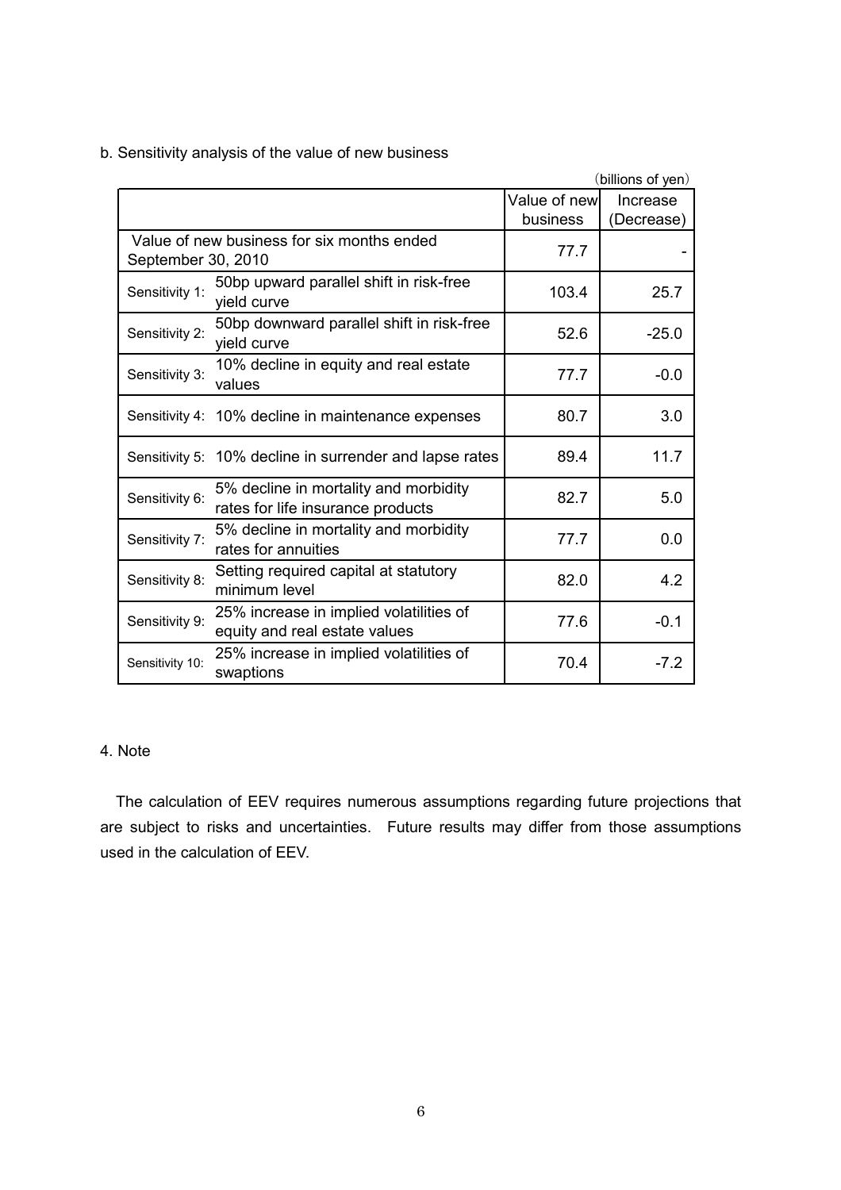b. Sensitivity analysis of the value of new business

(billions of yen)

| | | Value of new business | Increase (Decrease) |
|---|---|---|---|
| Value of new business for six months ended September 30, 2010 | | 77.7 | - |
| Sensitivity 1: | 50bp upward parallel shift in risk-free yield curve | 103.4 | 25.7 |
| Sensitivity 2: | 50bp downward parallel shift in risk-free yield curve | 52.6 | -25.0 |
| Sensitivity 3: | 10% decline in equity and real estate values | 77.7 | -0.0 |
| Sensitivity 4: | 10% decline in maintenance expenses | 80.7 | 3.0 |
| Sensitivity 5: | 10% decline in surrender and lapse rates | 89.4 | 11.7 |
| Sensitivity 6: | 5% decline in mortality and morbidity rates for life insurance products | 82.7 | 5.0 |
| Sensitivity 7: | 5% decline in mortality and morbidity rates for annuities | 77.7 | 0.0 |
| Sensitivity 8: | Setting required capital at statutory minimum level | 82.0 | 4.2 |
| Sensitivity 9: | 25% increase in implied volatilities of equity and real estate values | 77.6 | -0.1 |
| Sensitivity 10: | 25% increase in implied volatilities of swaptions | 70.4 | -7.2 |

4. Note

The calculation of EEV requires numerous assumptions regarding future projections that are subject to risks and uncertainties. Future results may differ from those assumptions used in the calculation of EEV.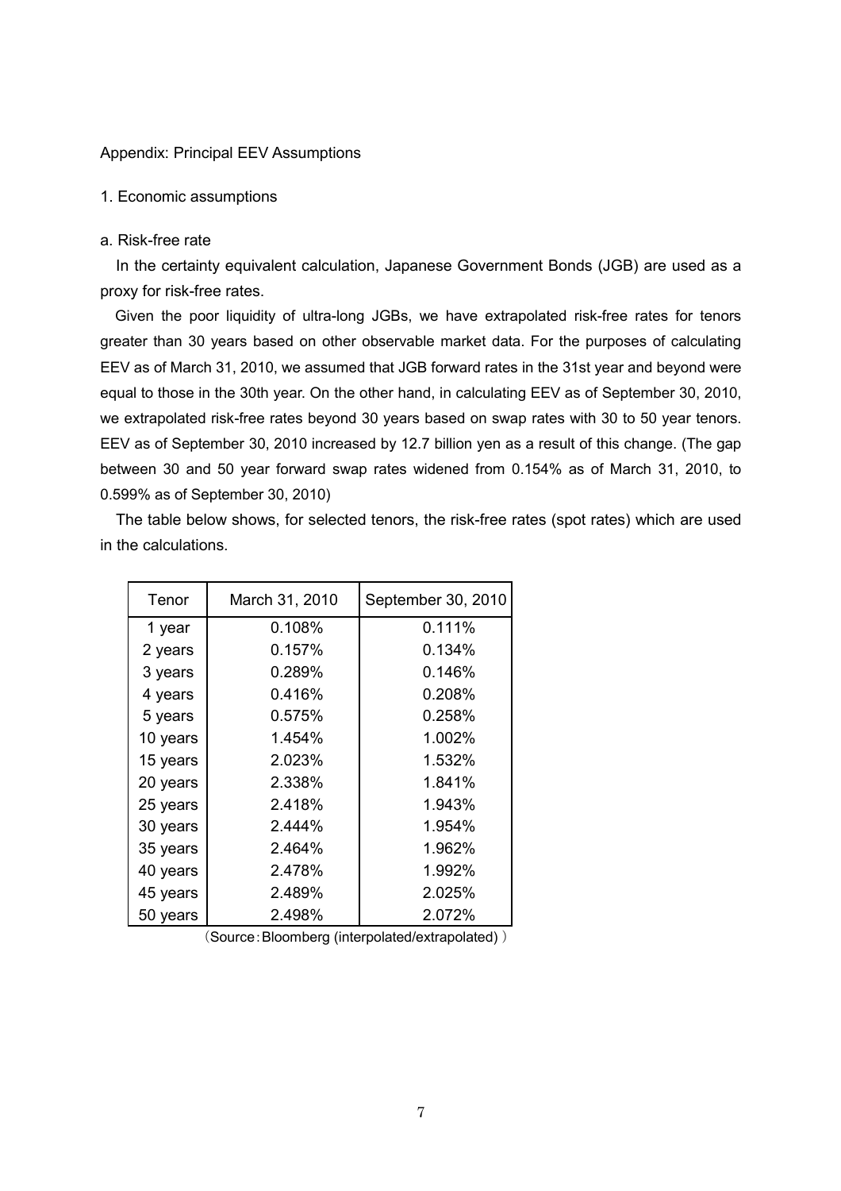Appendix: Principal EEV Assumptions

1. Economic assumptions

a. Risk-free rate

In the certainty equivalent calculation, Japanese Government Bonds (JGB) are used as a proxy for risk-free rates.

Given the poor liquidity of ultra-long JGBs, we have extrapolated risk-free rates for tenors greater than 30 years based on other observable market data. For the purposes of calculating EEV as of March 31, 2010, we assumed that JGB forward rates in the 31st year and beyond were equal to those in the 30th year. On the other hand, in calculating EEV as of September 30, 2010, we extrapolated risk-free rates beyond 30 years based on swap rates with 30 to 50 year tenors. EEV as of September 30, 2010 increased by 12.7 billion yen as a result of this change. (The gap between 30 and 50 year forward swap rates widened from 0.154% as of March 31, 2010, to 0.599% as of September 30, 2010)

The table below shows, for selected tenors, the risk-free rates (spot rates) which are used in the calculations.

| Tenor | March 31, 2010 | September 30, 2010 |
|---|---|---|
| 1 year | 0.108% | 0.111% |
| 2 years | 0.157% | 0.134% |
| 3 years | 0.289% | 0.146% |
| 4 years | 0.416% | 0.208% |
| 5 years | 0.575% | 0.258% |
| 10 years | 1.454% | 1.002% |
| 15 years | 2.023% | 1.532% |
| 20 years | 2.338% | 1.841% |
| 25 years | 2.418% | 1.943% |
| 30 years | 2.444% | 1.954% |
| 35 years | 2.464% | 1.962% |
| 40 years | 2.478% | 1.992% |
| 45 years | 2.489% | 2.025% |
| 50 years | 2.498% | 2.072% |

（Source：Bloomberg (interpolated/extrapolated)）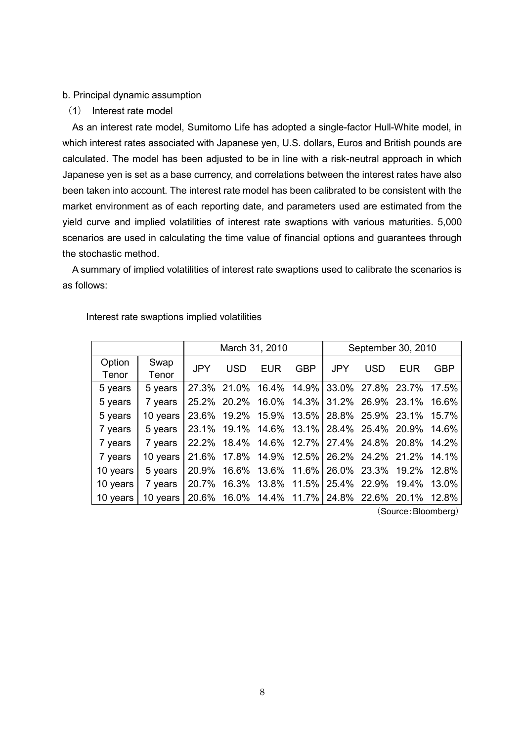b. Principal dynamic assumption

(1) Interest rate model

As an interest rate model, Sumitomo Life has adopted a single-factor Hull-White model, in which interest rates associated with Japanese yen, U.S. dollars, Euros and British pounds are calculated. The model has been adjusted to be in line with a risk-neutral approach in which Japanese yen is set as a base currency, and correlations between the interest rates have also been taken into account. The interest rate model has been calibrated to be consistent with the market environment as of each reporting date, and parameters used are estimated from the yield curve and implied volatilities of interest rate swaptions with various maturities. 5,000 scenarios are used in calculating the time value of financial options and guarantees through the stochastic method.

A summary of implied volatilities of interest rate swaptions used to calibrate the scenarios is as follows:

Interest rate swaptions implied volatilities

| | | March 31, 2010 | | | | September 30, 2010 | | | |
|---|---|---|---|---|---|---|---|---|---|
| Option Tenor | Swap Tenor | JPY | USD | EUR | GBP | JPY | USD | EUR | GBP |
| 5 years | 5 years | 27.3% | 21.0% | 16.4% | 14.9% | 33.0% | 27.8% | 23.7% | 17.5% |
| 5 years | 7 years | 25.2% | 20.2% | 16.0% | 14.3% | 31.2% | 26.9% | 23.1% | 16.6% |
| 5 years | 10 years | 23.6% | 19.2% | 15.9% | 13.5% | 28.8% | 25.9% | 23.1% | 15.7% |
| 7 years | 5 years | 23.1% | 19.1% | 14.6% | 13.1% | 28.4% | 25.4% | 20.9% | 14.6% |
| 7 years | 7 years | 22.2% | 18.4% | 14.6% | 12.7% | 27.4% | 24.8% | 20.8% | 14.2% |
| 7 years | 10 years | 21.6% | 17.8% | 14.9% | 12.5% | 26.2% | 24.2% | 21.2% | 14.1% |
| 10 years | 5 years | 20.9% | 16.6% | 13.6% | 11.6% | 26.0% | 23.3% | 19.2% | 12.8% |
| 10 years | 7 years | 20.7% | 16.3% | 13.8% | 11.5% | 25.4% | 22.9% | 19.4% | 13.0% |
| 10 years | 10 years | 20.6% | 16.0% | 14.4% | 11.7% | 24.8% | 22.6% | 20.1% | 12.8% |

（Source：Bloomberg）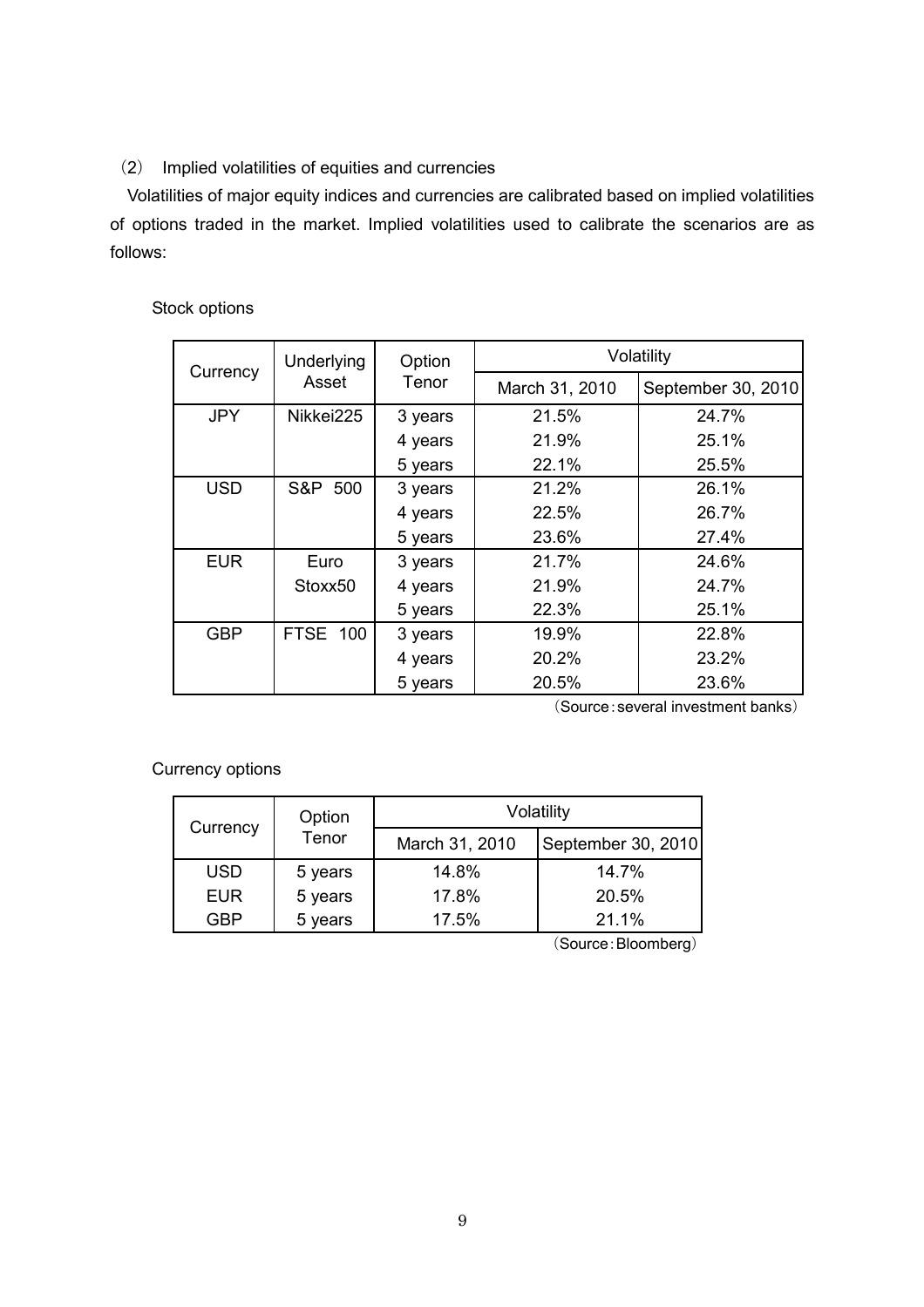(2)　Implied volatilities of equities and currencies

Volatilities of major equity indices and currencies are calibrated based on implied volatilities of options traded in the market. Implied volatilities used to calibrate the scenarios are as follows:

Stock options

| Currency | Underlying Asset | Option Tenor | Volatility | |
|---|---|---|---|---|
| | | | March 31, 2010 | September 30, 2010 |
| JPY | Nikkei225 | 3 years | 21.5% | 24.7% |
| | | 4 years | 21.9% | 25.1% |
| | | 5 years | 22.1% | 25.5% |
| USD | S&P 500 | 3 years | 21.2% | 26.1% |
| | | 4 years | 22.5% | 26.7% |
| | | 5 years | 23.6% | 27.4% |
| EUR | Euro Stoxx50 | 3 years | 21.7% | 24.6% |
| | | 4 years | 21.9% | 24.7% |
| | | 5 years | 22.3% | 25.1% |
| GBP | FTSE 100 | 3 years | 19.9% | 22.8% |
| | | 4 years | 20.2% | 23.2% |
| | | 5 years | 20.5% | 23.6% |

(Source：several investment banks)

Currency options

| Currency | Option Tenor | Volatility | |
|---|---|---|---|
| | | March 31, 2010 | September 30, 2010 |
| USD | 5 years | 14.8% | 14.7% |
| EUR | 5 years | 17.8% | 20.5% |
| GBP | 5 years | 17.5% | 21.1% |

(Source：Bloomberg)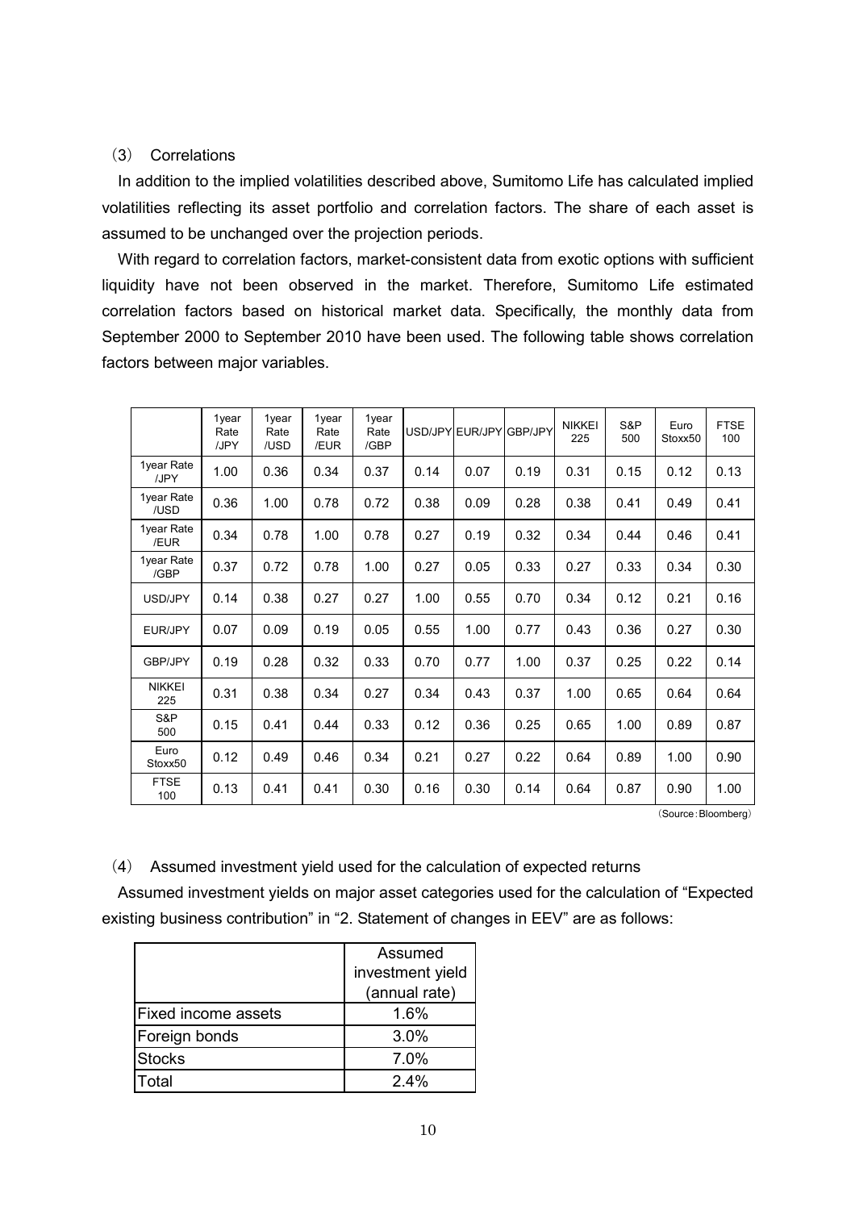### (3) Correlations

In addition to the implied volatilities described above, Sumitomo Life has calculated implied volatilities reflecting its asset portfolio and correlation factors. The share of each asset is assumed to be unchanged over the projection periods.

With regard to correlation factors, market-consistent data from exotic options with sufficient liquidity have not been observed in the market. Therefore, Sumitomo Life estimated correlation factors based on historical market data. Specifically, the monthly data from September 2000 to September 2010 have been used. The following table shows correlation factors between major variables.

| | 1year Rate /JPY | 1year Rate /USD | 1year Rate /EUR | 1year Rate /GBP | USD/JPY | EUR/JPY | GBP/JPY | NIKKEI 225 | S&P 500 | Euro Stoxx50 | FTSE 100 |
|---|---|---|---|---|---|---|---|---|---|---|---|
| 1year Rate /JPY | 1.00 | 0.36 | 0.34 | 0.37 | 0.14 | 0.07 | 0.19 | 0.31 | 0.15 | 0.12 | 0.13 |
| 1year Rate /USD | 0.36 | 1.00 | 0.78 | 0.72 | 0.38 | 0.09 | 0.28 | 0.38 | 0.41 | 0.49 | 0.41 |
| 1year Rate /EUR | 0.34 | 0.78 | 1.00 | 0.78 | 0.27 | 0.19 | 0.32 | 0.34 | 0.44 | 0.46 | 0.41 |
| 1year Rate /GBP | 0.37 | 0.72 | 0.78 | 1.00 | 0.27 | 0.05 | 0.33 | 0.27 | 0.33 | 0.34 | 0.30 |
| USD/JPY | 0.14 | 0.38 | 0.27 | 0.27 | 1.00 | 0.55 | 0.70 | 0.34 | 0.12 | 0.21 | 0.16 |
| EUR/JPY | 0.07 | 0.09 | 0.19 | 0.05 | 0.55 | 1.00 | 0.77 | 0.43 | 0.36 | 0.27 | 0.30 |
| GBP/JPY | 0.19 | 0.28 | 0.32 | 0.33 | 0.70 | 0.77 | 1.00 | 0.37 | 0.25 | 0.22 | 0.14 |
| NIKKEI 225 | 0.31 | 0.38 | 0.34 | 0.27 | 0.34 | 0.43 | 0.37 | 1.00 | 0.65 | 0.64 | 0.64 |
| S&P 500 | 0.15 | 0.41 | 0.44 | 0.33 | 0.12 | 0.36 | 0.25 | 0.65 | 1.00 | 0.89 | 0.87 |
| Euro Stoxx50 | 0.12 | 0.49 | 0.46 | 0.34 | 0.21 | 0.27 | 0.22 | 0.64 | 0.89 | 1.00 | 0.90 |
| FTSE 100 | 0.13 | 0.41 | 0.41 | 0.30 | 0.16 | 0.30 | 0.14 | 0.64 | 0.87 | 0.90 | 1.00 |

(Source：Bloomberg)

### (4) Assumed investment yield used for the calculation of expected returns

Assumed investment yields on major asset categories used for the calculation of "Expected existing business contribution" in "2. Statement of changes in EEV" are as follows:

| | Assumed investment yield (annual rate) |
|---|---|
| Fixed income assets | 1.6% |
| Foreign bonds | 3.0% |
| Stocks | 7.0% |
| Total | 2.4% |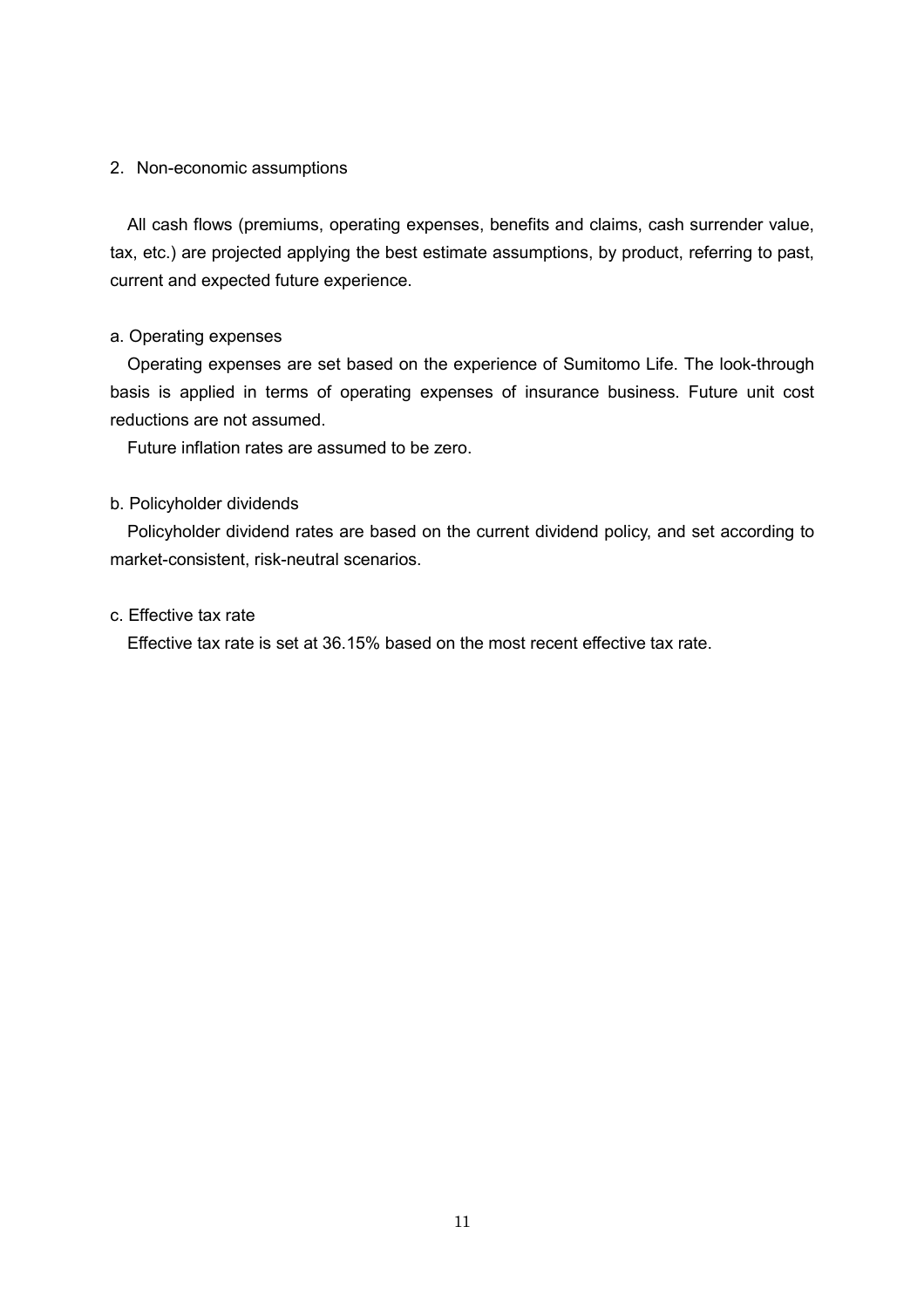## 2. Non-economic assumptions

All cash flows (premiums, operating expenses, benefits and claims, cash surrender value, tax, etc.) are projected applying the best estimate assumptions, by product, referring to past, current and expected future experience.

### a. Operating expenses

Operating expenses are set based on the experience of Sumitomo Life. The look-through basis is applied in terms of operating expenses of insurance business. Future unit cost reductions are not assumed.

Future inflation rates are assumed to be zero.

### b. Policyholder dividends

Policyholder dividend rates are based on the current dividend policy, and set according to market-consistent, risk-neutral scenarios.

### c. Effective tax rate

Effective tax rate is set at 36.15% based on the most recent effective tax rate.